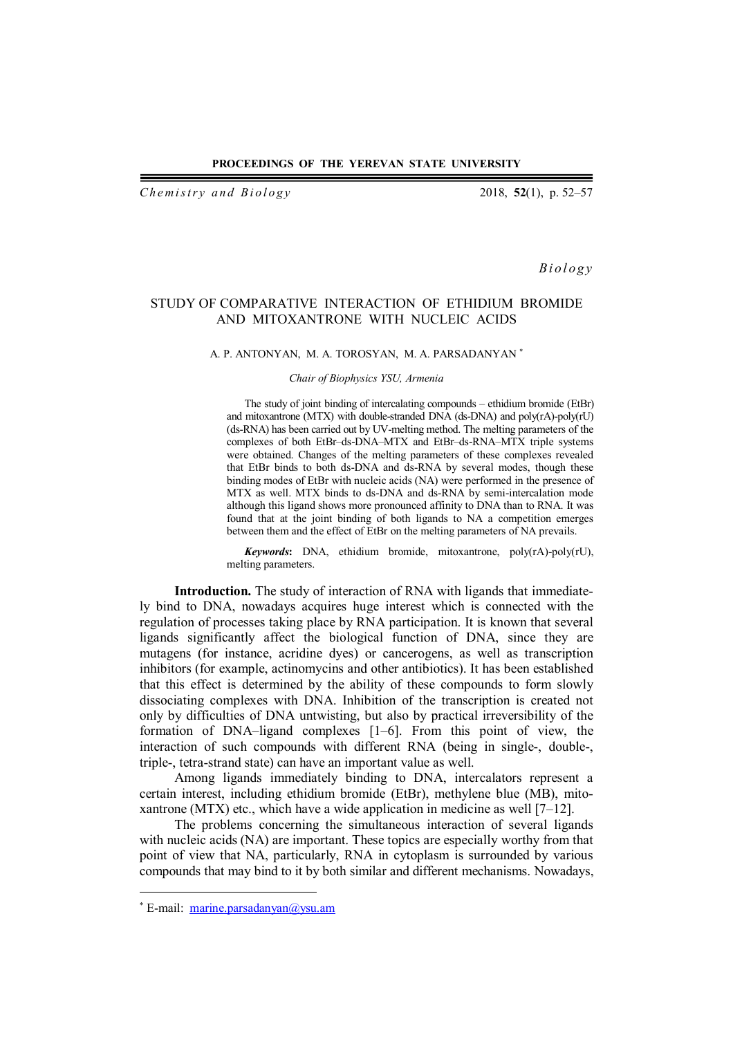*Biology*

# STUDY OF COMPARATIVE INTERACTION OF ETHIDIUM BROMIDE AND MITOXANTRONE WITH NUCLEIC ACIDS

A. P. ANTONYAN, M. A. TOROSYAN, M. A. PARSADANYAN *

*Chair of Biophysics YSU, Armenia*

The study of joint binding of intercalating compounds – ethidium bromide (EtBr) and mitoxantrone (MTX) with double-stranded DNA (ds-DNA) and poly(rA)-poly(rU) (ds-RNA) has been carried out by UV-melting method. The melting parameters of the complexes of both EtBr–ds-DNA–MTX and EtBr–ds-RNA–MTX triple systems were obtained. Changes of the melting parameters of these complexes revealed that EtBr binds to both ds-DNA and ds-RNA by several modes, though these binding modes of EtBr with nucleic acids (NA) were performed in the presence of MTX as well. MTX binds to ds-DNA and ds-RNA by semi-intercalation mode although this ligand shows more pronounced affinity to DNA than to RNA. It was found that at the joint binding of both ligands to NA a competition emerges between them and the effect of EtBr on the melting parameters of NA prevails.

***Keywords*:** DNA, ethidium bromide, mitoxantrone, poly(rA)-poly(rU), melting parameters.

**Introduction.** The study of interaction of RNA with ligands that immediately bind to DNA, nowadays acquires huge interest which is connected with the regulation of processes taking place by RNA participation. It is known that several ligands significantly affect the biological function of DNA, since they are mutagens (for instance, acridine dyes) or cancerogens, as well as transcription inhibitors (for example, actinomycins and other antibiotics). It has been established that this effect is determined by the ability of these compounds to form slowly dissociating complexes with DNA. Inhibition of the transcription is created not only by difficulties of DNA untwisting, but also by practical irreversibility of the formation of DNA–ligand complexes [1–6]. From this point of view, the interaction of such compounds with different RNA (being in single-, double-, triple-, tetra-strand state) can have an important value as well.

Among ligands immediately binding to DNA, intercalators represent a certain interest, including ethidium bromide (EtBr), methylene blue (MB), mitoxantrone (MTX) etc., which have a wide application in medicine as well [7–12].

The problems concerning the simultaneous interaction of several ligands with nucleic acids (NA) are important. These topics are especially worthy from that point of view that NA, particularly, RNA in cytoplasm is surrounded by various compounds that may bind to it by both similar and different mechanisms. Nowadays,

* E-mail: marine.parsadanyan@ysu.am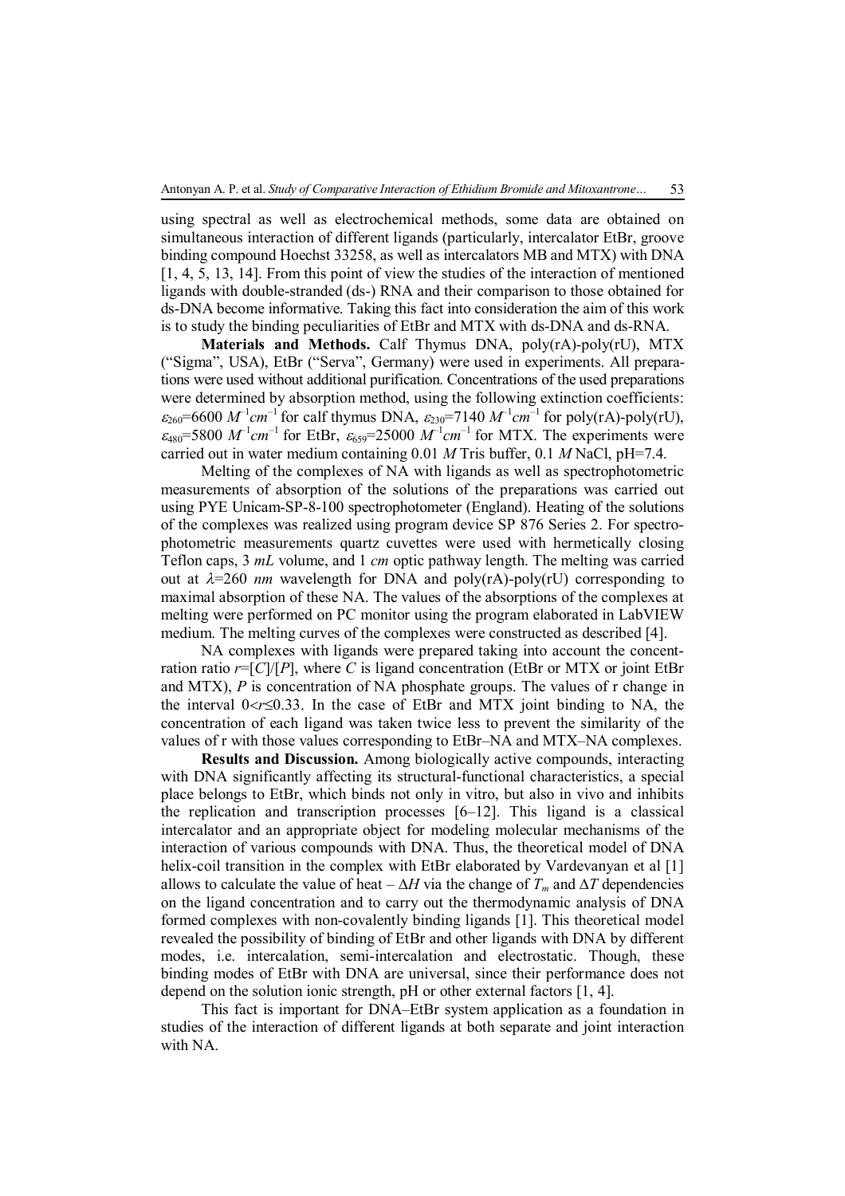using spectral as well as electrochemical methods, some data are obtained on simultaneous interaction of different ligands (particularly, intercalator EtBr, groove binding compound Hoechst 33258, as well as intercalators MB and MTX) with DNA [1, 4, 5, 13, 14]. From this point of view the studies of the interaction of mentioned ligands with double-stranded (ds-) RNA and their comparison to those obtained for ds-DNA become informative. Taking this fact into consideration the aim of this work is to study the binding peculiarities of EtBr and MTX with ds-DNA and ds-RNA.

**Materials and Methods.** Calf Thymus DNA, poly(rA)-poly(rU), MTX ("Sigma", USA), EtBr ("Serva", Germany) were used in experiments. All preparations were used without additional purification. Concentrations of the used preparations were determined by absorption method, using the following extinction coefficients: $\varepsilon_{260}$=6600 $M^{-1}cm^{-1}$ for calf thymus DNA, $\varepsilon_{230}$=7140 $M^{-1}cm^{-1}$ for poly(rA)-poly(rU), $\varepsilon_{480}$=5800 $M^{-1}cm^{-1}$ for EtBr, $\varepsilon_{659}$=25000 $M^{-1}cm^{-1}$ for MTX. The experiments were carried out in water medium containing 0.01 *M* Tris buffer, 0.1 *M* NaCl, pH=7.4.

Melting of the complexes of NA with ligands as well as spectrophotometric measurements of absorption of the solutions of the preparations was carried out using PYE Unicam-SP-8-100 spectrophotometer (England). Heating of the solutions of the complexes was realized using program device SP 876 Series 2. For spectrophotometric measurements quartz cuvettes were used with hermetically closing Teflon caps, 3 *mL* volume, and 1 *cm* optic pathway length. The melting was carried out at $\lambda$=260 *nm* wavelength for DNA and poly(rA)-poly(rU) corresponding to maximal absorption of these NA. The values of the absorptions of the complexes at melting were performed on PC monitor using the program elaborated in LabVIEW medium. The melting curves of the complexes were constructed as described [4].

NA complexes with ligands were prepared taking into account the concentration ratio $r=[C]/[P]$, where *C* is ligand concentration (EtBr or MTX or joint EtBr and MTX), *P* is concentration of NA phosphate groups. The values of r change in the interval $0<r\leq0.33$. In the case of EtBr and MTX joint binding to NA, the concentration of each ligand was taken twice less to prevent the similarity of the values of r with those values corresponding to EtBr–NA and MTX–NA complexes.

**Results and Discussion.** Among biologically active compounds, interacting with DNA significantly affecting its structural-functional characteristics, a special place belongs to EtBr, which binds not only in vitro, but also in vivo and inhibits the replication and transcription processes [6–12]. This ligand is a classical intercalator and an appropriate object for modeling molecular mechanisms of the interaction of various compounds with DNA. Thus, the theoretical model of DNA helix-coil transition in the complex with EtBr elaborated by Vardevanyan et al [1] allows to calculate the value of heat – $\Delta H$ via the change of $T_m$ and $\Delta T$ dependencies on the ligand concentration and to carry out the thermodynamic analysis of DNA formed complexes with non-covalently binding ligands [1]. This theoretical model revealed the possibility of binding of EtBr and other ligands with DNA by different modes, i.e. intercalation, semi-intercalation and electrostatic. Though, these binding modes of EtBr with DNA are universal, since their performance does not depend on the solution ionic strength, pH or other external factors [1, 4].

This fact is important for DNA–EtBr system application as a foundation in studies of the interaction of different ligands at both separate and joint interaction with NA.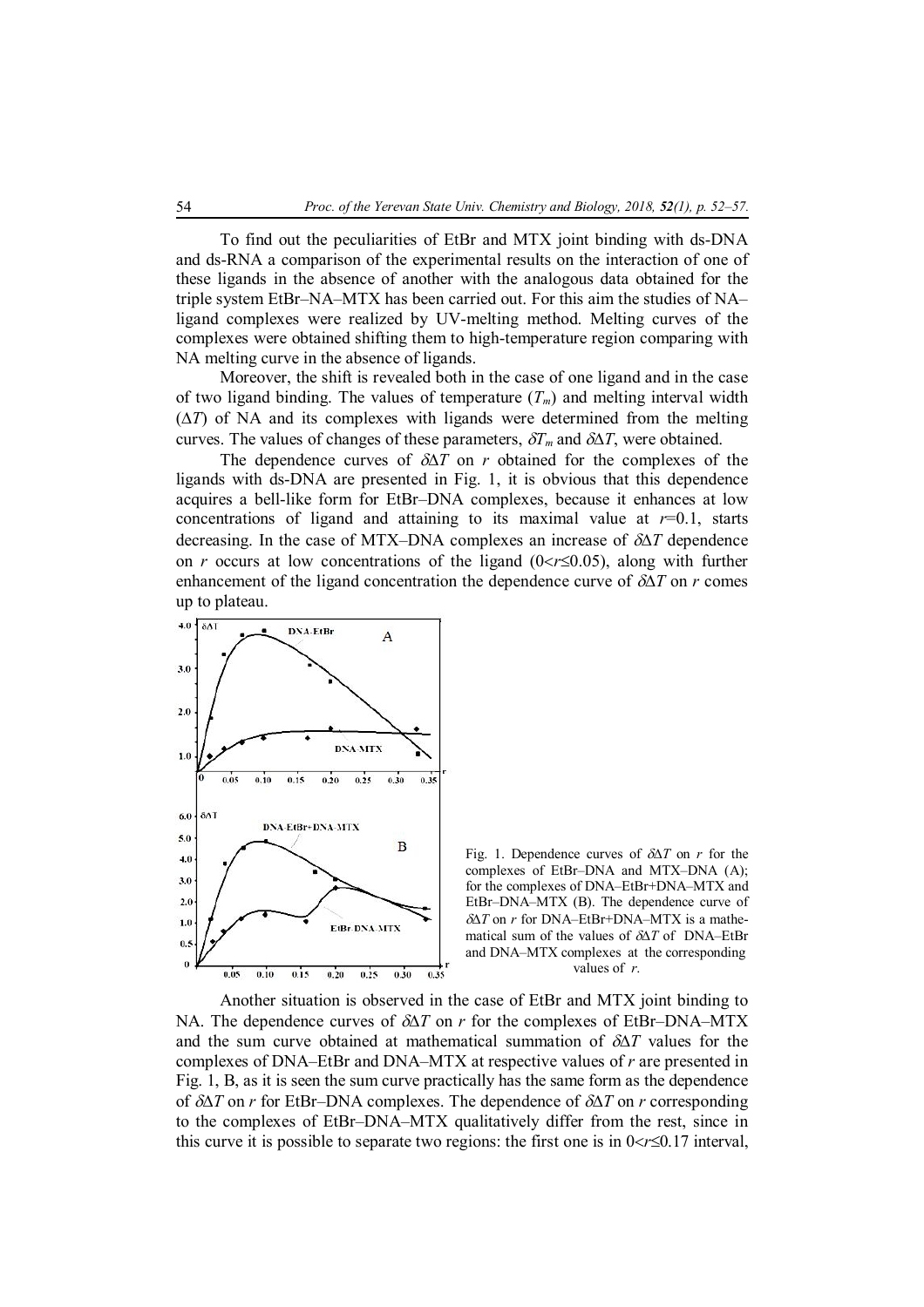To find out the peculiarities of EtBr and MTX joint binding with ds-DNA and ds-RNA a comparison of the experimental results on the interaction of one of these ligands in the absence of another with the analogous data obtained for the triple system EtBr–NA–MTX has been carried out. For this aim the studies of NA–ligand complexes were realized by UV-melting method. Melting curves of the complexes were obtained shifting them to high-temperature region comparing with NA melting curve in the absence of ligands.

Moreover, the shift is revealed both in the case of one ligand and in the case of two ligand binding. The values of temperature ($T_m$) and melting interval width ($\Delta T$) of NA and its complexes with ligands were determined from the melting curves. The values of changes of these parameters, $\delta T_m$ and $\delta\Delta T$, were obtained.

The dependence curves of $\delta\Delta T$ on $r$ obtained for the complexes of the ligands with ds-DNA are presented in Fig. 1, it is obvious that this dependence acquires a bell-like form for EtBr–DNA complexes, because it enhances at low concentrations of ligand and attaining to its maximal value at $r$=0.1, starts decreasing. In the case of MTX–DNA complexes an increase of $\delta\Delta T$ dependence on $r$ occurs at low concentrations of the ligand ($0<r\leq 0.05$), along with further enhancement of the ligand concentration the dependence curve of $\delta\Delta T$ on $r$ comes up to plateau.

Fig. 1. Dependence curves of $\delta\Delta T$ on $r$ for the complexes of EtBr–DNA and MTX–DNA (A); for the complexes of DNA–EtBr+DNA–MTX and EtBr–DNA–MTX (B). The dependence curve of $\delta\Delta T$ on $r$ for DNA–EtBr+DNA–MTX is a mathematical sum of the values of $\delta\Delta T$ of DNA–EtBr and DNA–MTX complexes at the corresponding values of $r$.

Another situation is observed in the case of EtBr and MTX joint binding to NA. The dependence curves of $\delta\Delta T$ on $r$ for the complexes of EtBr–DNA–MTX and the sum curve obtained at mathematical summation of $\delta\Delta T$ values for the complexes of DNA–EtBr and DNA–MTX at respective values of $r$ are presented in Fig. 1, B, as it is seen the sum curve practically has the same form as the dependence of $\delta\Delta T$ on $r$ for EtBr–DNA complexes. The dependence of $\delta\Delta T$ on $r$ corresponding to the complexes of EtBr–DNA–MTX qualitatively differ from the rest, since in this curve it is possible to separate two regions: the first one is in $0<r\leq 0.17$ interval,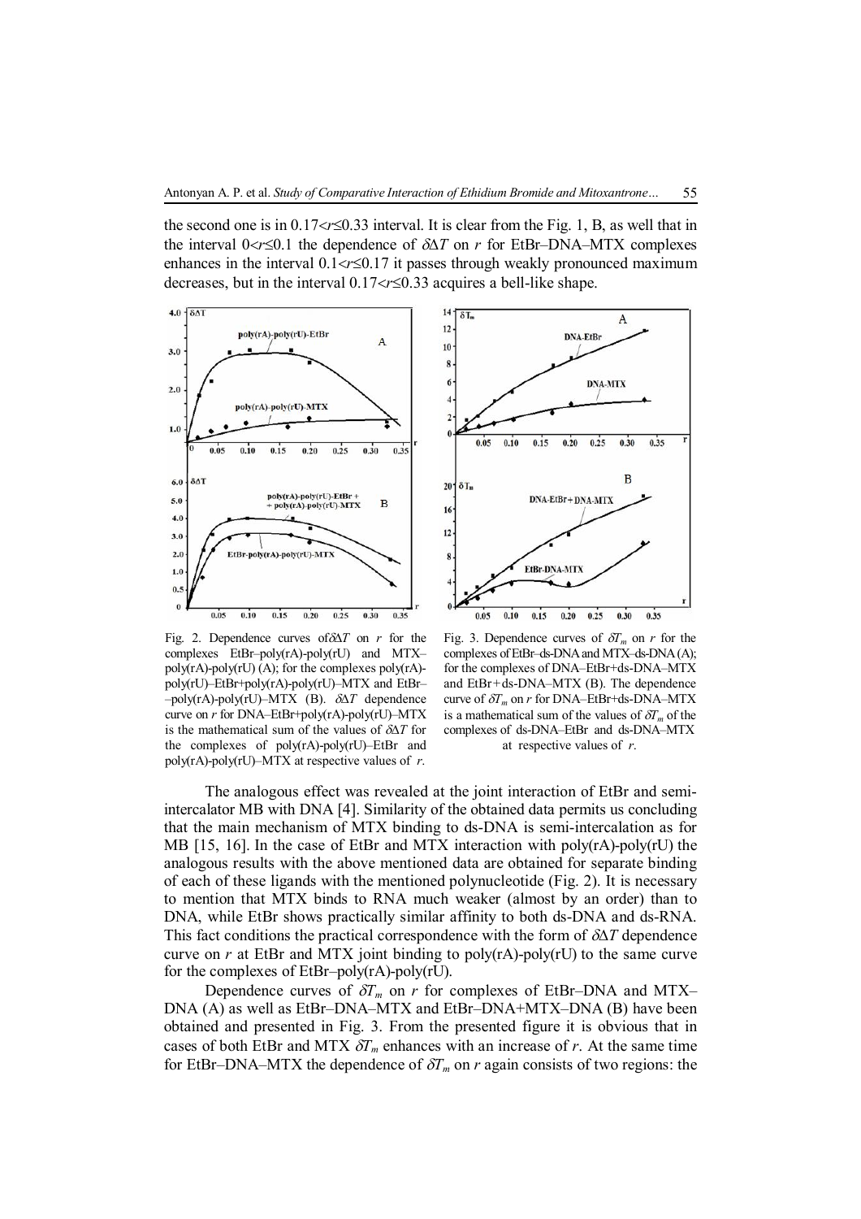the second one is in $0.17<r\leq0.33$ interval. It is clear from the Fig. 1, B, as well that in the interval $0<r\leq0.1$ the dependence of $\delta\Delta T$ on $r$ for EtBr–DNA–MTX complexes enhances in the interval $0.1<r\leq0.17$ it passes through weakly pronounced maximum decreases, but in the interval $0.17<r\leq0.33$ acquires a bell-like shape.

Fig. 2. Dependence curves of $\delta\Delta T$ on $r$ for the complexes EtBr–poly(rA)-poly(rU) and MTX–poly(rA)-poly(rU) (A); for the complexes poly(rA)-poly(rU)–EtBr+poly(rA)-poly(rU)–MTX and EtBr–poly(rA)-poly(rU)–MTX (B). $\delta\Delta T$ dependence curve on $r$ for DNA–EtBr+poly(rA)-poly(rU)–MTX is the mathematical sum of the values of $\delta\Delta T$ for the complexes of poly(rA)-poly(rU)–EtBr and poly(rA)-poly(rU)–MTX at respective values of $r$.

Fig. 3. Dependence curves of $\delta T_m$ on $r$ for the complexes of EtBr–ds-DNA and MTX–ds-DNA (A); for the complexes of DNA–EtBr+ds-DNA–MTX and EtBr+ds-DNA–MTX (B). The dependence curve of $\delta T_m$ on $r$ for DNA–EtBr+ds-DNA–MTX is a mathematical sum of the values of $\delta T_m$ of the complexes of ds-DNA–EtBr and ds-DNA–MTX at respective values of $r$.

The analogous effect was revealed at the joint interaction of EtBr and semi-intercalator MB with DNA [4]. Similarity of the obtained data permits us concluding that the main mechanism of MTX binding to ds-DNA is semi-intercalation as for MB [15, 16]. In the case of EtBr and MTX interaction with poly(rA)-poly(rU) the analogous results with the above mentioned data are obtained for separate binding of each of these ligands with the mentioned polynucleotide (Fig. 2). It is necessary to mention that MTX binds to RNA much weaker (almost by an order) than to DNA, while EtBr shows practically similar affinity to both ds-DNA and ds-RNA. This fact conditions the practical correspondence with the form of $\delta\Delta T$ dependence curve on $r$ at EtBr and MTX joint binding to poly(rA)-poly(rU) to the same curve for the complexes of EtBr–poly(rA)-poly(rU).

Dependence curves of $\delta T_m$ on $r$ for complexes of EtBr–DNA and MTX–DNA (A) as well as EtBr–DNA–MTX and EtBr–DNA+MTX–DNA (B) have been obtained and presented in Fig. 3. From the presented figure it is obvious that in cases of both EtBr and MTX $\delta T_m$ enhances with an increase of $r$. At the same time for EtBr–DNA–MTX the dependence of $\delta T_m$ on $r$ again consists of two regions: the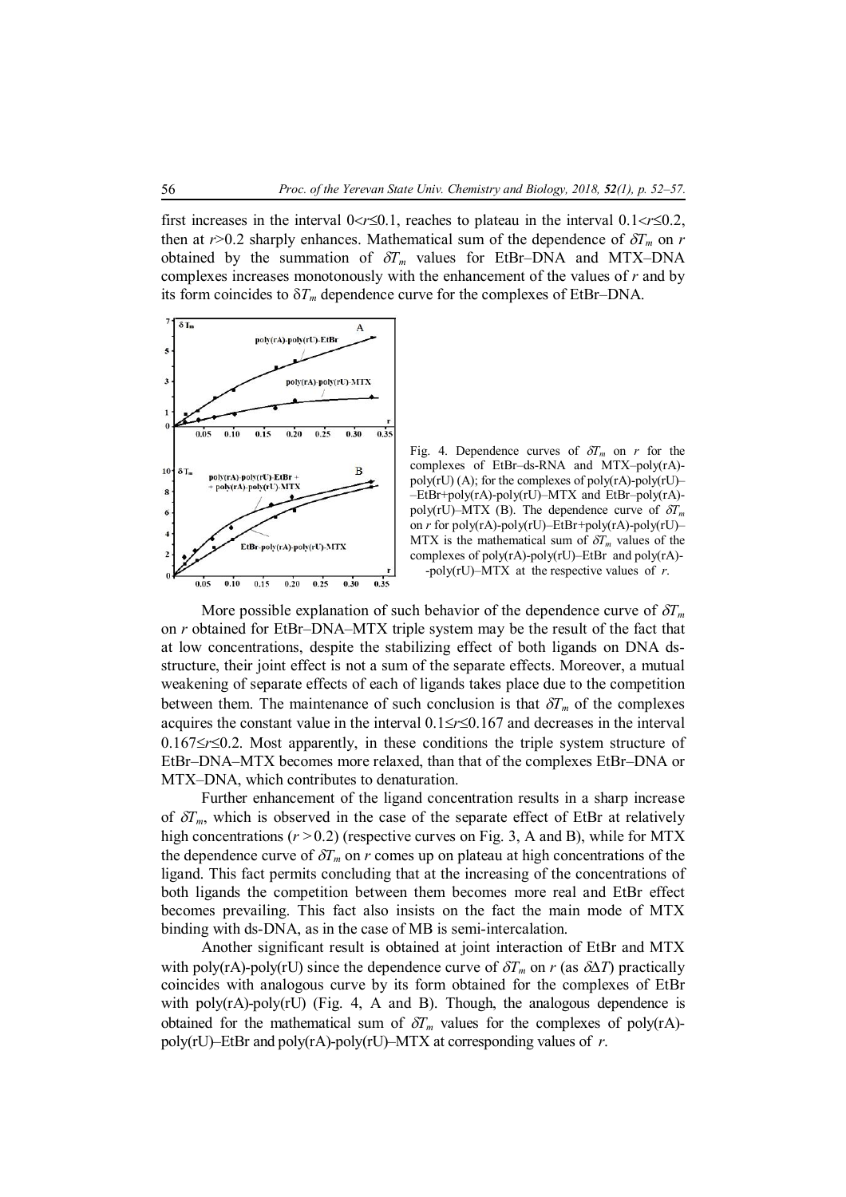first increases in the interval $0<r\leq0.1$, reaches to plateau in the interval $0.1<r\leq0.2$, then at $r>0.2$ sharply enhances. Mathematical sum of the dependence of $\delta T_m$ on $r$ obtained by the summation of $\delta T_m$ values for EtBr–DNA and MTX–DNA complexes increases monotonously with the enhancement of the values of $r$ and by its form coincides to $\delta T_m$ dependence curve for the complexes of EtBr–DNA.

Fig. 4. Dependence curves of $\delta T_m$ on $r$ for the complexes of EtBr–ds-RNA and MTX–poly(rA)-poly(rU) (A); for the complexes of poly(rA)-poly(rU)–EtBr+poly(rA)-poly(rU)–MTX and EtBr–poly(rA)-poly(rU)–MTX (B). The dependence curve of $\delta T_m$ on $r$ for poly(rA)-poly(rU)–EtBr+poly(rA)-poly(rU)–MTX is the mathematical sum of $\delta T_m$ values of the complexes of poly(rA)-poly(rU)–EtBr and poly(rA)-poly(rU)–MTX at the respective values of $r$.

More possible explanation of such behavior of the dependence curve of $\delta T_m$ on $r$ obtained for EtBr–DNA–MTX triple system may be the result of the fact that at low concentrations, despite the stabilizing effect of both ligands on DNA ds-structure, their joint effect is not a sum of the separate effects. Moreover, a mutual weakening of separate effects of each of ligands takes place due to the competition between them. The maintenance of such conclusion is that $\delta T_m$ of the complexes acquires the constant value in the interval $0.1\leq r\leq0.167$ and decreases in the interval $0.167\leq r\leq0.2$. Most apparently, in these conditions the triple system structure of EtBr–DNA–MTX becomes more relaxed, than that of the complexes EtBr–DNA or MTX–DNA, which contributes to denaturation.

Further enhancement of the ligand concentration results in a sharp increase of $\delta T_m$, which is observed in the case of the separate effect of EtBr at relatively high concentrations ($r > 0.2$) (respective curves on Fig. 3, A and B), while for MTX the dependence curve of $\delta T_m$ on $r$ comes up on plateau at high concentrations of the ligand. This fact permits concluding that at the increasing of the concentrations of both ligands the competition between them becomes more real and EtBr effect becomes prevailing. This fact also insists on the fact the main mode of MTX binding with ds-DNA, as in the case of MB is semi-intercalation.

Another significant result is obtained at joint interaction of EtBr and MTX with poly(rA)-poly(rU) since the dependence curve of $\delta T_m$ on $r$ (as $\delta\Delta T$) practically coincides with analogous curve by its form obtained for the complexes of EtBr with poly(rA)-poly(rU) (Fig. 4, A and B). Though, the analogous dependence is obtained for the mathematical sum of $\delta T_m$ values for the complexes of poly(rA)-poly(rU)–EtBr and poly(rA)-poly(rU)–MTX at corresponding values of $r$.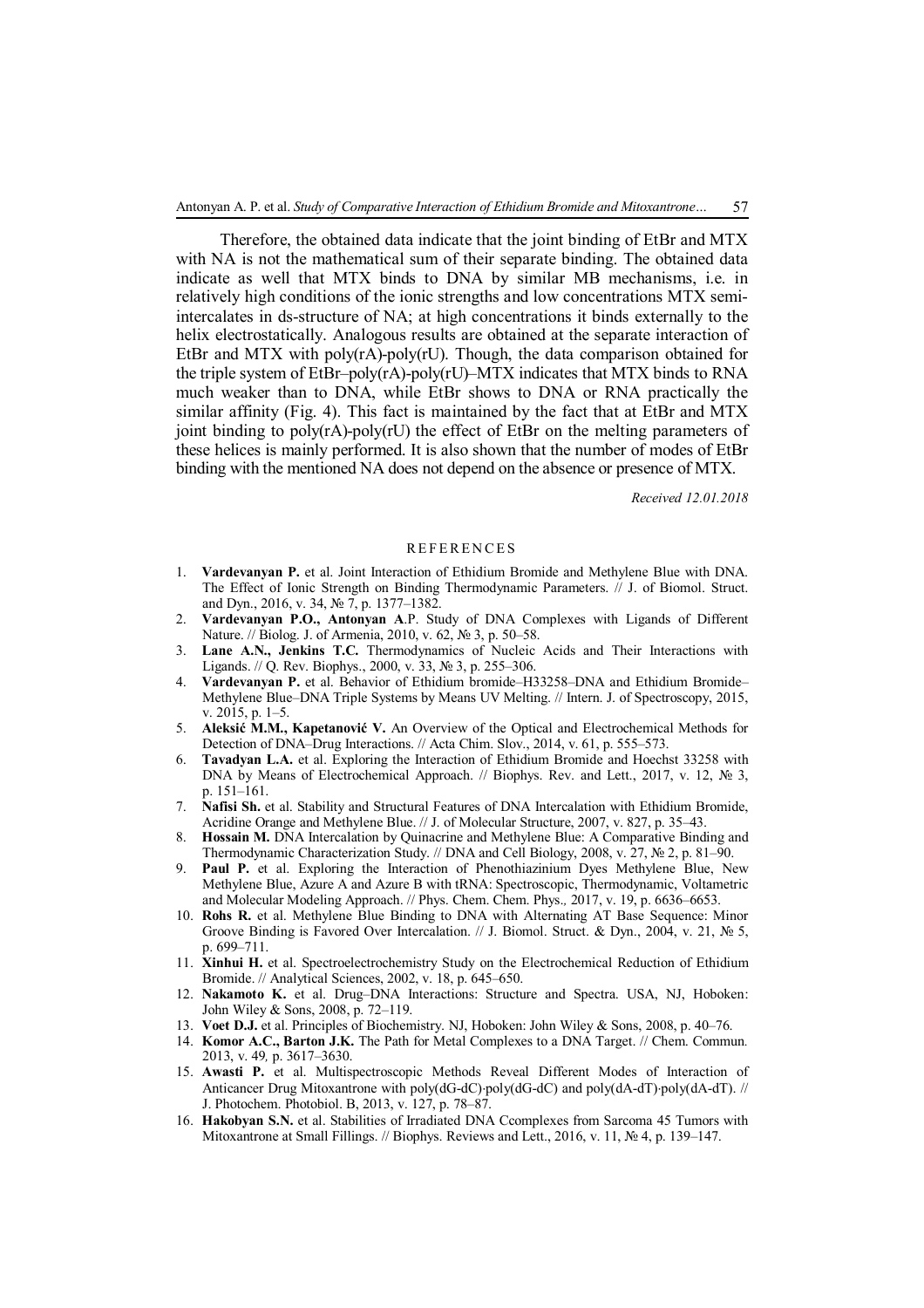Therefore, the obtained data indicate that the joint binding of EtBr and MTX with NA is not the mathematical sum of their separate binding. The obtained data indicate as well that MTX binds to DNA by similar MB mechanisms, i.e. in relatively high conditions of the ionic strengths and low concentrations MTX semi-intercalates in ds-structure of NA; at high concentrations it binds externally to the helix electrostatically. Analogous results are obtained at the separate interaction of EtBr and MTX with poly(rA)-poly(rU). Though, the data comparison obtained for the triple system of EtBr–poly(rA)-poly(rU)–MTX indicates that MTX binds to RNA much weaker than to DNA, while EtBr shows to DNA or RNA practically the similar affinity (Fig. 4). This fact is maintained by the fact that at EtBr and MTX joint binding to poly(rA)-poly(rU) the effect of EtBr on the melting parameters of these helices is mainly performed. It is also shown that the number of modes of EtBr binding with the mentioned NA does not depend on the absence or presence of MTX.

*Received 12.01.2018*

## REFERENCES

1. **Vardevanyan P.** et al. Joint Interaction of Ethidium Bromide and Methylene Blue with DNA. The Effect of Ionic Strength on Binding Thermodynamic Parameters. // J. of Biomol. Struct. and Dyn., 2016, v. 34, № 7, p. 1377–1382.
2. **Vardevanyan P.O., Antonyan A**.P. Study of DNA Complexes with Ligands of Different Nature. // Biolog. J. of Armenia, 2010, v. 62, № 3, p. 50–58.
3. **Lane A.N., Jenkins T.C.** Thermodynamics of Nucleic Acids and Their Interactions with Ligands. // Q. Rev. Biophys., 2000, v. 33, № 3, p. 255–306.
4. **Vardevanyan P.** et al. Behavior of Ethidium bromide–H33258–DNA and Ethidium Bromide–Methylene Blue–DNA Triple Systems by Means UV Melting. // Intern. J. of Spectroscopy, 2015, v. 2015, p. 1–5.
5. **Aleksić M.M., Kapetanović V.** An Overview of the Optical and Electrochemical Methods for Detection of DNA–Drug Interactions. // Acta Chim. Slov., 2014, v. 61, p. 555–573.
6. **Tavadyan L.A.** et al. Exploring the Interaction of Ethidium Bromide and Hoechst 33258 with DNA by Means of Electrochemical Approach. // Biophys. Rev. and Lett., 2017, v. 12, № 3, p. 151–161.
7. **Nafisi Sh.** et al. Stability and Structural Features of DNA Intercalation with Ethidium Bromide, Acridine Orange and Methylene Blue. // J. of Molecular Structure, 2007, v. 827, p. 35–43.
8. **Hossain M.** DNA Intercalation by Quinacrine and Methylene Blue: A Comparative Binding and Thermodynamic Characterization Study. // DNA and Cell Biology, 2008, v. 27, № 2, p. 81–90.
9. **Paul P.** et al. Exploring the Interaction of Phenothiazinium Dyes Methylene Blue, New Methylene Blue, Azure A and Azure B with tRNA: Spectroscopic, Thermodynamic, Voltametric and Molecular Modeling Approach. // Phys. Chem. Chem. Phys., 2017, v. 19, p. 6636–6653.
10. **Rohs R.** et al. Methylene Blue Binding to DNA with Alternating AT Base Sequence: Minor Groove Binding is Favored Over Intercalation. // J. Biomol. Struct. & Dyn., 2004, v. 21, № 5, p. 699–711.
11. **Xinhui H.** et al. Spectroelectrochemistry Study on the Electrochemical Reduction of Ethidium Bromide. // Analytical Sciences, 2002, v. 18, p. 645–650.
12. **Nakamoto K.** et al. Drug–DNA Interactions: Structure and Spectra. USA, NJ, Hoboken: John Wiley & Sons, 2008, p. 72–119.
13. **Voet D.J.** et al. Principles of Biochemistry. NJ, Hoboken: John Wiley & Sons, 2008, p. 40–76.
14. **Komor A.C., Barton J.K.** The Path for Metal Complexes to a DNA Target. // Chem. Commun. 2013, v. 49, p. 3617–3630.
15. **Awasti P.** et al. Multispectroscopic Methods Reveal Different Modes of Interaction of Anticancer Drug Mitoxantrone with poly(dG-dC)·poly(dG-dC) and poly(dA-dT)·poly(dA-dT). // J. Photochem. Photobiol. B, 2013, v. 127, p. 78–87.
16. **Hakobyan S.N.** et al. Stabilities of Irradiated DNA Ccomplexes from Sarcoma 45 Tumors with Mitoxantrone at Small Fillings. // Biophys. Reviews and Lett., 2016, v. 11, № 4, p. 139–147.